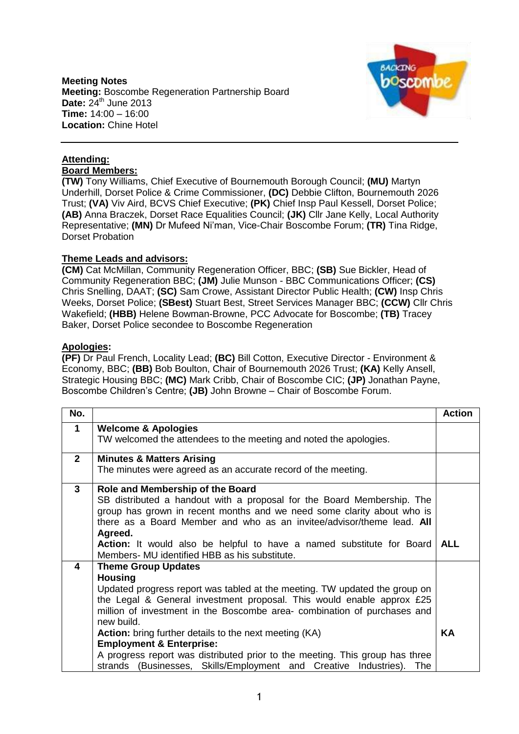**Meeting Notes**
**Meeting:** Boscombe Regeneration Partnership Board
**Date:** 24th June 2013
**Time:** 14:00 – 16:00
**Location:** Chine Hotel

---

**Attending:**

**Board Members:**

**(TW)** Tony Williams, Chief Executive of Bournemouth Borough Council; **(MU)** Martyn Underhill, Dorset Police & Crime Commissioner, **(DC)** Debbie Clifton, Bournemouth 2026 Trust; **(VA)** Viv Aird, BCVS Chief Executive; **(PK)** Chief Insp Paul Kessell, Dorset Police; **(AB)** Anna Braczek, Dorset Race Equalities Council; **(JK)** Cllr Jane Kelly, Local Authority Representative; **(MN)** Dr Mufeed Ni'man, Vice-Chair Boscombe Forum; **(TR)** Tina Ridge, Dorset Probation

**Theme Leads and advisors:**

**(CM)** Cat McMillan, Community Regeneration Officer, BBC; **(SB)** Sue Bickler, Head of Community Regeneration BBC; **(JM)** Julie Munson - BBC Communications Officer; **(CS)** Chris Snelling, DAAT; **(SC)** Sam Crowe, Assistant Director Public Health; **(CW)** Insp Chris Weeks, Dorset Police; **(SBest)** Stuart Best, Street Services Manager BBC; **(CCW)** Cllr Chris Wakefield; **(HBB)** Helene Bowman-Browne, PCC Advocate for Boscombe; **(TB)** Tracey Baker, Dorset Police secondee to Boscombe Regeneration

**Apologies:**

**(PF)** Dr Paul French, Locality Lead; **(BC)** Bill Cotton, Executive Director - Environment & Economy, BBC; **(BB)** Bob Boulton, Chair of Bournemouth 2026 Trust; **(KA)** Kelly Ansell, Strategic Housing BBC; **(MC)** Mark Cribb, Chair of Boscombe CIC; **(JP)** Jonathan Payne, Boscombe Children's Centre; **(JB)** John Browne – Chair of Boscombe Forum.

| No. | | Action |
|---|---|---|
| 1 | **Welcome & Apologies**<br>TW welcomed the attendees to the meeting and noted the apologies. | |
| 2 | **Minutes & Matters Arising**<br>The minutes were agreed as an accurate record of the meeting. | |
| 3 | **Role and Membership of the Board**<br>SB distributed a handout with a proposal for the Board Membership. The group has grown in recent months and we need some clarity about who is there as a Board Member and who as an invitee/advisor/theme lead. **All Agreed.**<br>**Action:** It would also be helpful to have a named substitute for Board Members- MU identified HBB as his substitute. | **ALL** |
| 4 | **Theme Group Updates**<br>**Housing**<br>Updated progress report was tabled at the meeting. TW updated the group on the Legal & General investment proposal. This would enable approx £25 million of investment in the Boscombe area- combination of purchases and new build.<br>**Action:** bring further details to the next meeting (KA)<br>**Employment & Enterprise:**<br>A progress report was distributed prior to the meeting. This group has three strands (Businesses, Skills/Employment and Creative Industries). The | **KA** |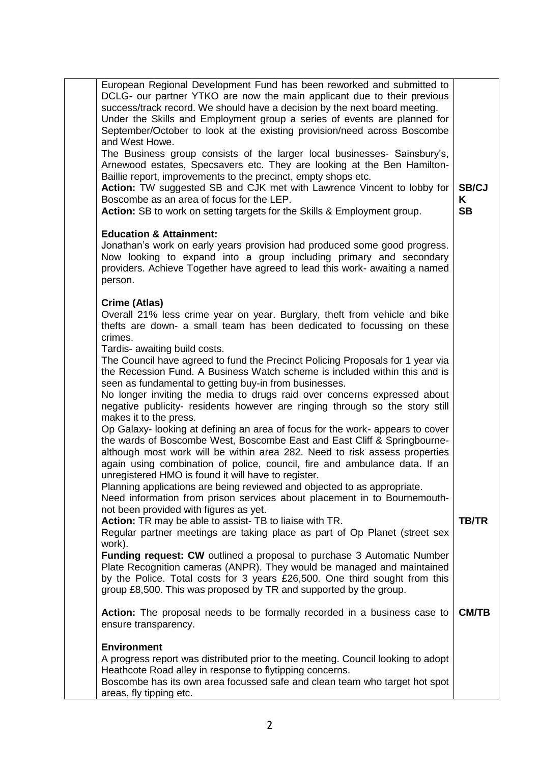| | | |
|---|---|---|
| | European Regional Development Fund has been reworked and submitted to DCLG- our partner YTKO are now the main applicant due to their previous success/track record. We should have a decision by the next board meeting.<br>Under the Skills and Employment group a series of events are planned for September/October to look at the existing provision/need across Boscombe and West Howe.<br>The Business group consists of the larger local businesses- Sainsbury's, Arnewood estates, Specsavers etc. They are looking at the Ben Hamilton-Baillie report, improvements to the precinct, empty shops etc.<br>**Action:** TW suggested SB and CJK met with Lawrence Vincent to lobby for Boscombe as an area of focus for the LEP.<br>**Action:** SB to work on setting targets for the Skills & Employment group. | **SB/CJK**<br>**SB** |
| | **Education & Attainment:**<br>Jonathan's work on early years provision had produced some good progress. Now looking to expand into a group including primary and secondary providers. Achieve Together have agreed to lead this work- awaiting a named person. | |
| | **Crime (Atlas)**<br>Overall 21% less crime year on year. Burglary, theft from vehicle and bike thefts are down- a small team has been dedicated to focussing on these crimes.<br>Tardis- awaiting build costs.<br>The Council have agreed to fund the Precinct Policing Proposals for 1 year via the Recession Fund. A Business Watch scheme is included within this and is seen as fundamental to getting buy-in from businesses.<br>No longer inviting the media to drugs raid over concerns expressed about negative publicity- residents however are ringing through so the story still makes it to the press.<br>Op Galaxy- looking at defining an area of focus for the work- appears to cover the wards of Boscombe West, Boscombe East and East Cliff & Springbourne- although most work will be within area 282. Need to risk assess properties again using combination of police, council, fire and ambulance data. If an unregistered HMO is found it will have to register.<br>Planning applications are being reviewed and objected to as appropriate.<br>Need information from prison services about placement in to Bournemouth- not been provided with figures as yet.<br>**Action:** TR may be able to assist- TB to liaise with TR.<br>Regular partner meetings are taking place as part of Op Planet (street sex work).<br>**Funding request: CW** outlined a proposal to purchase 3 Automatic Number Plate Recognition cameras (ANPR). They would be managed and maintained by the Police. Total costs for 3 years £26,500. One third sought from this group £8,500. This was proposed by TR and supported by the group.<br><br>**Action:** The proposal needs to be formally recorded in a business case to ensure transparency. | **TB/TR**<br><br>**CM/TB** |
| | **Environment**<br>A progress report was distributed prior to the meeting. Council looking to adopt Heathcote Road alley in response to flytipping concerns.<br>Boscombe has its own area focussed safe and clean team who target hot spot areas, fly tipping etc. | |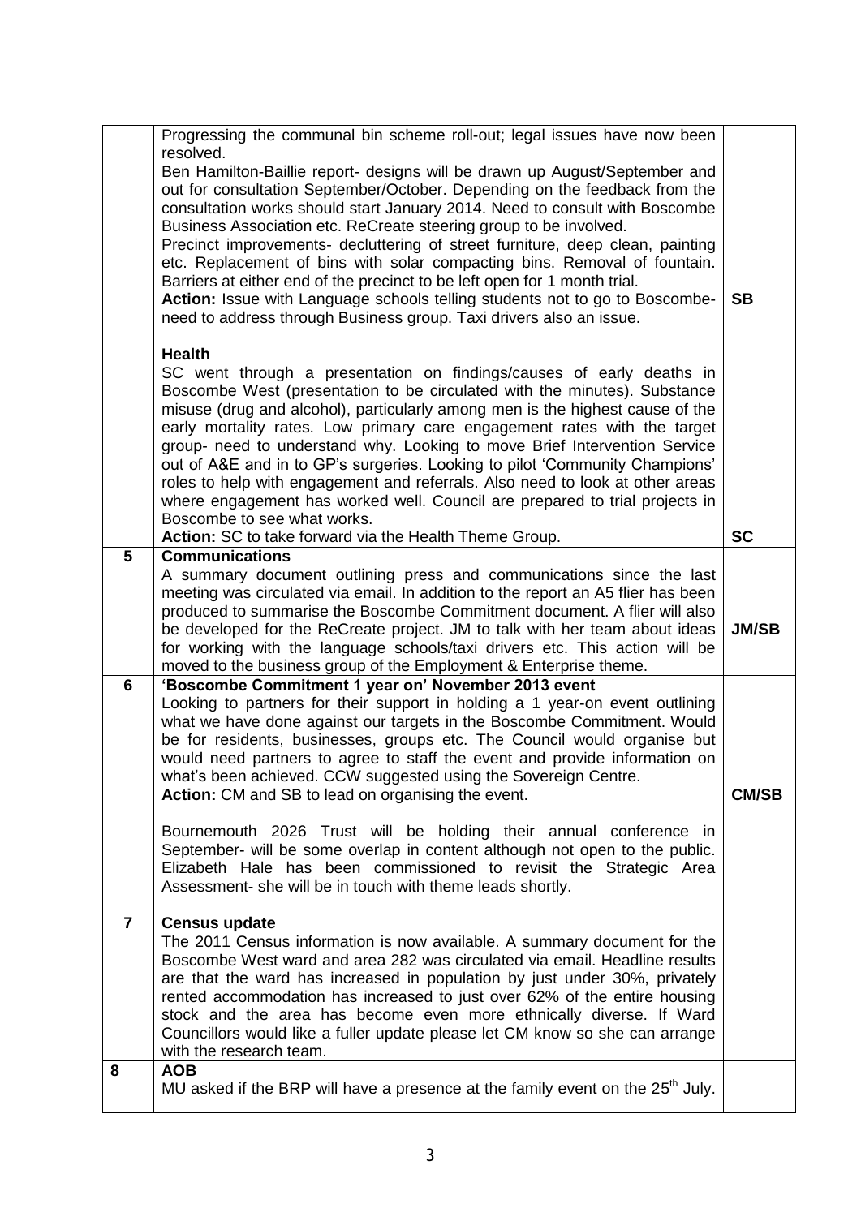| | | |
|---|---|---|
| | Progressing the communal bin scheme roll-out; legal issues have now been resolved.<br>Ben Hamilton-Baillie report- designs will be drawn up August/September and out for consultation September/October. Depending on the feedback from the consultation works should start January 2014. Need to consult with Boscombe Business Association etc. ReCreate steering group to be involved.<br>Precinct improvements- decluttering of street furniture, deep clean, painting etc. Replacement of bins with solar compacting bins. Removal of fountain. Barriers at either end of the precinct to be left open for 1 month trial.<br>**Action:** Issue with Language schools telling students not to go to Boscombe- need to address through Business group. Taxi drivers also an issue. | **SB** |
| | **Health**<br>SC went through a presentation on findings/causes of early deaths in Boscombe West (presentation to be circulated with the minutes). Substance misuse (drug and alcohol), particularly among men is the highest cause of the early mortality rates. Low primary care engagement rates with the target group- need to understand why. Looking to move Brief Intervention Service out of A&E and in to GP's surgeries. Looking to pilot 'Community Champions' roles to help with engagement and referrals. Also need to look at other areas where engagement has worked well. Council are prepared to trial projects in Boscombe to see what works.<br>**Action:** SC to take forward via the Health Theme Group. | **SC** |
| **5** | **Communications**<br>A summary document outlining press and communications since the last meeting was circulated via email. In addition to the report an A5 flier has been produced to summarise the Boscombe Commitment document. A flier will also be developed for the ReCreate project. JM to talk with her team about ideas for working with the language schools/taxi drivers etc. This action will be moved to the business group of the Employment & Enterprise theme. | **JM/SB** |
| **6** | **'Boscombe Commitment 1 year on' November 2013 event**<br>Looking to partners for their support in holding a 1 year-on event outlining what we have done against our targets in the Boscombe Commitment. Would be for residents, businesses, groups etc. The Council would organise but would need partners to agree to staff the event and provide information on what's been achieved. CCW suggested using the Sovereign Centre.<br>**Action:** CM and SB to lead on organising the event.<br><br>Bournemouth 2026 Trust will be holding their annual conference in September- will be some overlap in content although not open to the public. Elizabeth Hale has been commissioned to revisit the Strategic Area Assessment- she will be in touch with theme leads shortly. | **CM/SB** |
| **7** | **Census update**<br>The 2011 Census information is now available. A summary document for the Boscombe West ward and area 282 was circulated via email. Headline results are that the ward has increased in population by just under 30%, privately rented accommodation has increased to just over 62% of the entire housing stock and the area has become even more ethnically diverse. If Ward Councillors would like a fuller update please let CM know so she can arrange with the research team. | |
| **8** | **AOB**<br>MU asked if the BRP will have a presence at the family event on the 25th July. | |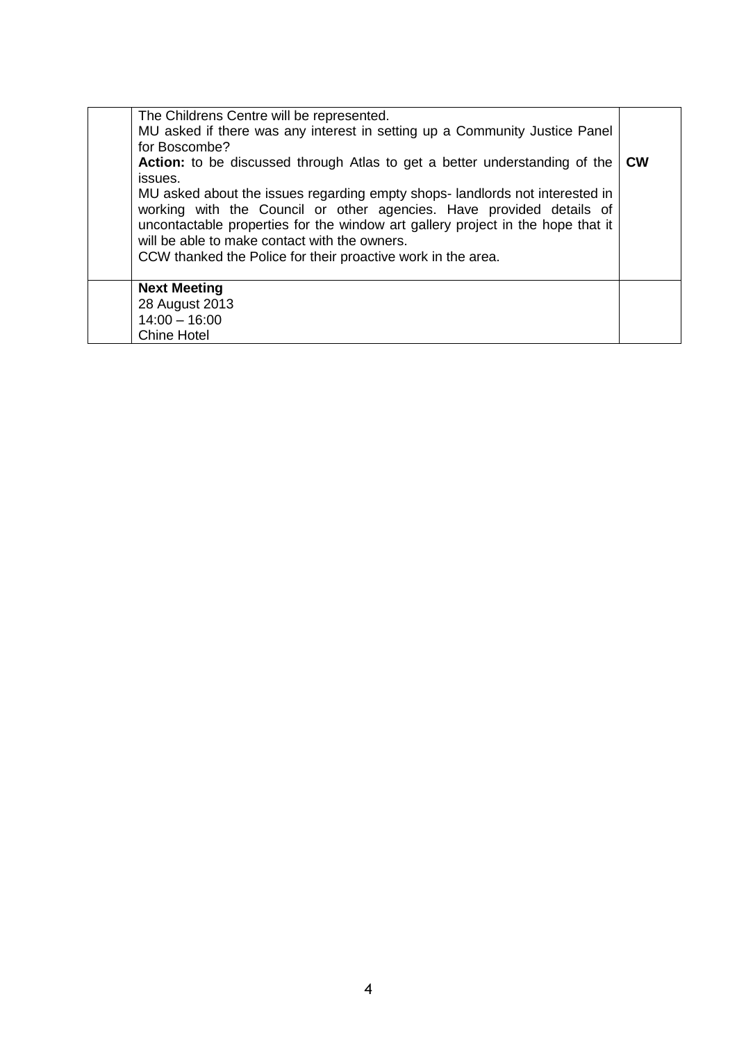| | | |
|---|---|---|
| | The Childrens Centre will be represented.<br>MU asked if there was any interest in setting up a Community Justice Panel for Boscombe?<br>**Action:** to be discussed through Atlas to get a better understanding of the issues.<br>MU asked about the issues regarding empty shops- landlords not interested in working with the Council or other agencies. Have provided details of uncontactable properties for the window art gallery project in the hope that it will be able to make contact with the owners.<br>CCW thanked the Police for their proactive work in the area. | **CW** |
| | **Next Meeting**<br>28 August 2013<br>14:00 – 16:00<br>Chine Hotel | |